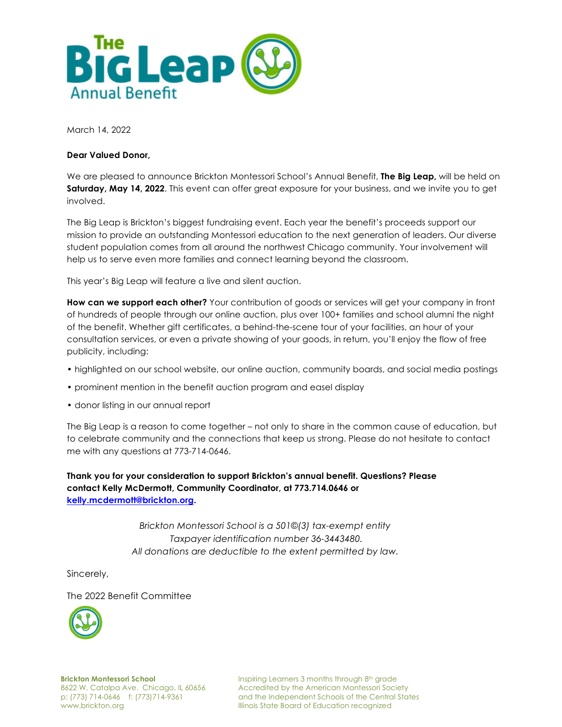# The Big Leap

Annual Benefit

March 14, 2022

**Dear Valued Donor,**

We are pleased to announce Brickton Montessori School's Annual Benefit, **The Big Leap,** will be held on **Saturday, May 14, 2022**. This event can offer great exposure for your business, and we invite you to get involved.

The Big Leap is Brickton's biggest fundraising event. Each year the benefit's proceeds support our mission to provide an outstanding Montessori education to the next generation of leaders. Our diverse student population comes from all around the northwest Chicago community. Your involvement will help us to serve even more families and connect learning beyond the classroom.

This year's Big Leap will feature a live and silent auction.

**How can we support each other?** Your contribution of goods or services will get your company in front of hundreds of people through our online auction, plus over 100+ families and school alumni the night of the benefit. Whether gift certificates, a behind-the-scene tour of your facilities, an hour of your consultation services, or even a private showing of your goods, in return, you'll enjoy the flow of free publicity, including:

- highlighted on our school website, our online auction, community boards, and social media postings
- prominent mention in the benefit auction program and easel display
- donor listing in our annual report

The Big Leap is a reason to come together – not only to share in the common cause of education, but to celebrate community and the connections that keep us strong. Please do not hesitate to contact me with any questions at 773-714-0646.

**Thank you for your consideration to support Brickton's annual benefit. Questions? Please contact Kelly McDermott, Community Coordinator, at 773.714.0646 or [kelly.mcdermott@brickton.org](mailto:kelly.mcdermott@brickton.org).**

*Brickton Montessori School is a 501©(3) tax-exempt entity*
*Taxpayer identification number 36-3443480.*
*All donations are deductible to the extent permitted by law.*

Sincerely,

The 2022 Benefit Committee

**Brickton Montessori School**
8622 W. Catalpa Ave. Chicago, IL 60656
p: (773) 714-0646 f: (773)714-9361
www.brickton.org

Inspiring Learners 3 months through 8th grade
Accredited by the American Montessori Society
and the Independent Schools of the Central States
Illinois State Board of Education recognized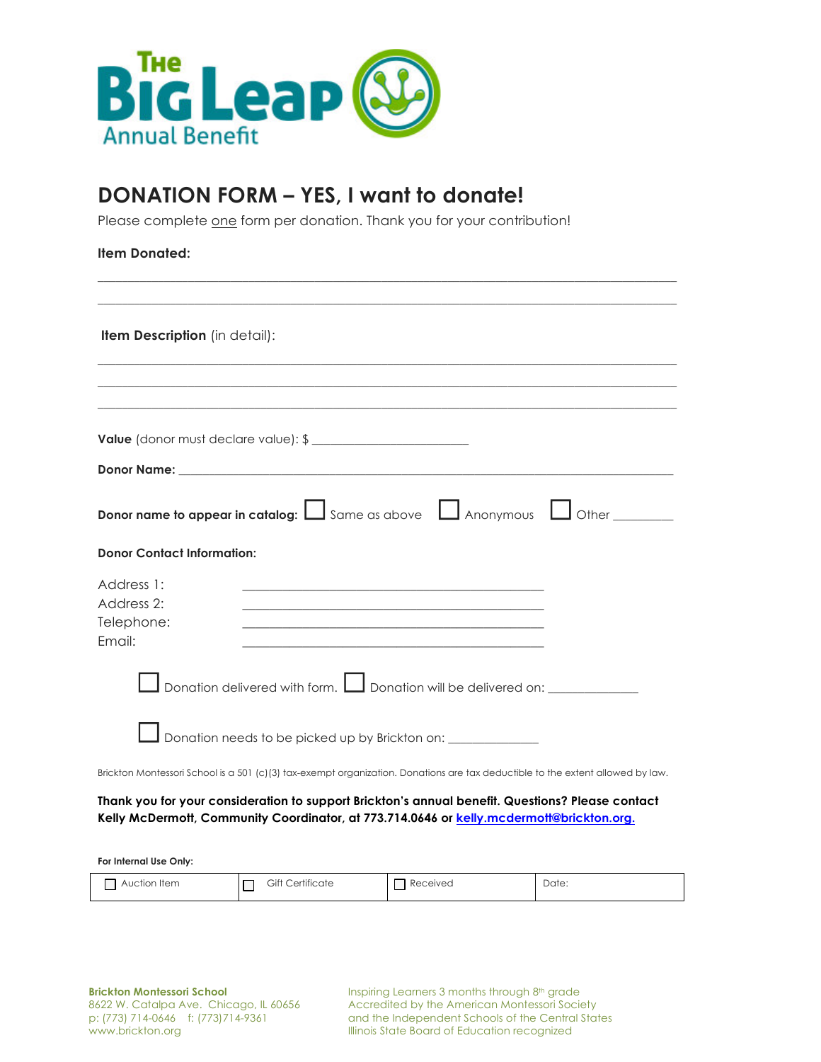The Big Leap
Annual Benefit

# DONATION FORM – YES, I want to donate!

Please complete one form per donation. Thank you for your contribution!

**Item Donated:**

\_\_\_\_\_\_\_\_\_\_\_\_\_\_\_\_\_\_\_\_\_\_\_\_\_\_\_\_\_\_\_\_\_\_\_\_\_\_\_\_\_\_\_\_\_\_\_\_\_\_\_\_\_\_\_\_\_\_\_\_\_\_\_\_\_\_\_\_\_\_

\_\_\_\_\_\_\_\_\_\_\_\_\_\_\_\_\_\_\_\_\_\_\_\_\_\_\_\_\_\_\_\_\_\_\_\_\_\_\_\_\_\_\_\_\_\_\_\_\_\_\_\_\_\_\_\_\_\_\_\_\_\_\_\_\_\_\_\_\_\_

**Item Description** (in detail):

\_\_\_\_\_\_\_\_\_\_\_\_\_\_\_\_\_\_\_\_\_\_\_\_\_\_\_\_\_\_\_\_\_\_\_\_\_\_\_\_\_\_\_\_\_\_\_\_\_\_\_\_\_\_\_\_\_\_\_\_\_\_\_\_\_\_\_\_\_\_

\_\_\_\_\_\_\_\_\_\_\_\_\_\_\_\_\_\_\_\_\_\_\_\_\_\_\_\_\_\_\_\_\_\_\_\_\_\_\_\_\_\_\_\_\_\_\_\_\_\_\_\_\_\_\_\_\_\_\_\_\_\_\_\_\_\_\_\_\_\_

\_\_\_\_\_\_\_\_\_\_\_\_\_\_\_\_\_\_\_\_\_\_\_\_\_\_\_\_\_\_\_\_\_\_\_\_\_\_\_\_\_\_\_\_\_\_\_\_\_\_\_\_\_\_\_\_\_\_\_\_\_\_\_\_\_\_\_\_\_\_

**Value** (donor must declare value): $ \_\_\_\_\_\_\_\_\_\_\_\_\_\_\_\_\_\_\_\_\_\_

**Donor Name:** \_\_\_\_\_\_\_\_\_\_\_\_\_\_\_\_\_\_\_\_\_\_\_\_\_\_\_\_\_\_\_\_\_\_\_\_\_\_\_\_\_\_\_\_\_\_\_\_\_\_\_\_\_\_\_\_\_\_\_\_\_

**Donor name to appear in catalog:** ☐ Same as above ☐ Anonymous ☐ Other \_\_\_\_\_\_\_\_\_

**Donor Contact Information:**

Address 1: \_\_\_\_\_\_\_\_\_\_\_\_\_\_\_\_\_\_\_\_\_\_\_\_\_\_\_\_\_\_\_\_\_\_\_\_\_\_\_\_\_\_\_

Address 2: \_\_\_\_\_\_\_\_\_\_\_\_\_\_\_\_\_\_\_\_\_\_\_\_\_\_\_\_\_\_\_\_\_\_\_\_\_\_\_\_\_\_\_

Telephone: \_\_\_\_\_\_\_\_\_\_\_\_\_\_\_\_\_\_\_\_\_\_\_\_\_\_\_\_\_\_\_\_\_\_\_\_\_\_\_\_\_\_\_

Email: \_\_\_\_\_\_\_\_\_\_\_\_\_\_\_\_\_\_\_\_\_\_\_\_\_\_\_\_\_\_\_\_\_\_\_\_\_\_\_\_\_\_\_

☐ Donation delivered with form. ☐ Donation will be delivered on: \_\_\_\_\_\_\_\_\_\_\_\_\_

☐ Donation needs to be picked up by Brickton on: \_\_\_\_\_\_\_\_\_\_\_\_\_

Brickton Montessori School is a 501 (c)(3) tax-exempt organization. Donations are tax deductible to the extent allowed by law.

**Thank you for your consideration to support Brickton's annual benefit. Questions? Please contact Kelly McDermott, Community Coordinator, at 773.714.0646 or kelly.mcdermott@brickton.org.**

**For Internal Use Only:**

| | | | |
|---|---|---|---|
| ☐ Auction Item | ☐ Gift Certificate | ☐ Received | Date: |

**Brickton Montessori School**
8622 W. Catalpa Ave. Chicago, IL 60656
p: (773) 714-0646 f: (773)714-9361
www.brickton.org

Inspiring Learners 3 months through 8th grade
Accredited by the American Montessori Society
and the Independent Schools of the Central States
Illinois State Board of Education recognized